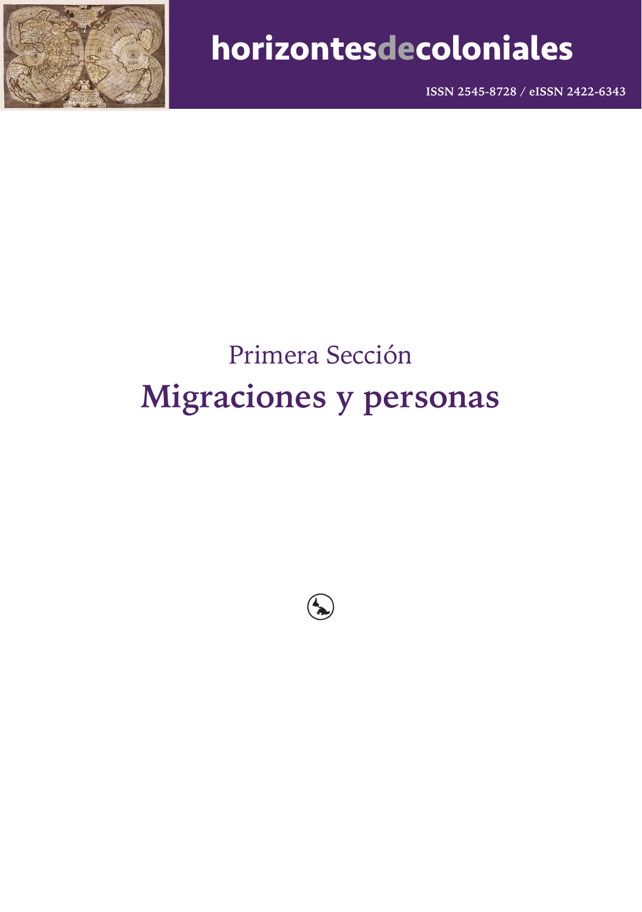# Primera Sección

# Migraciones y personas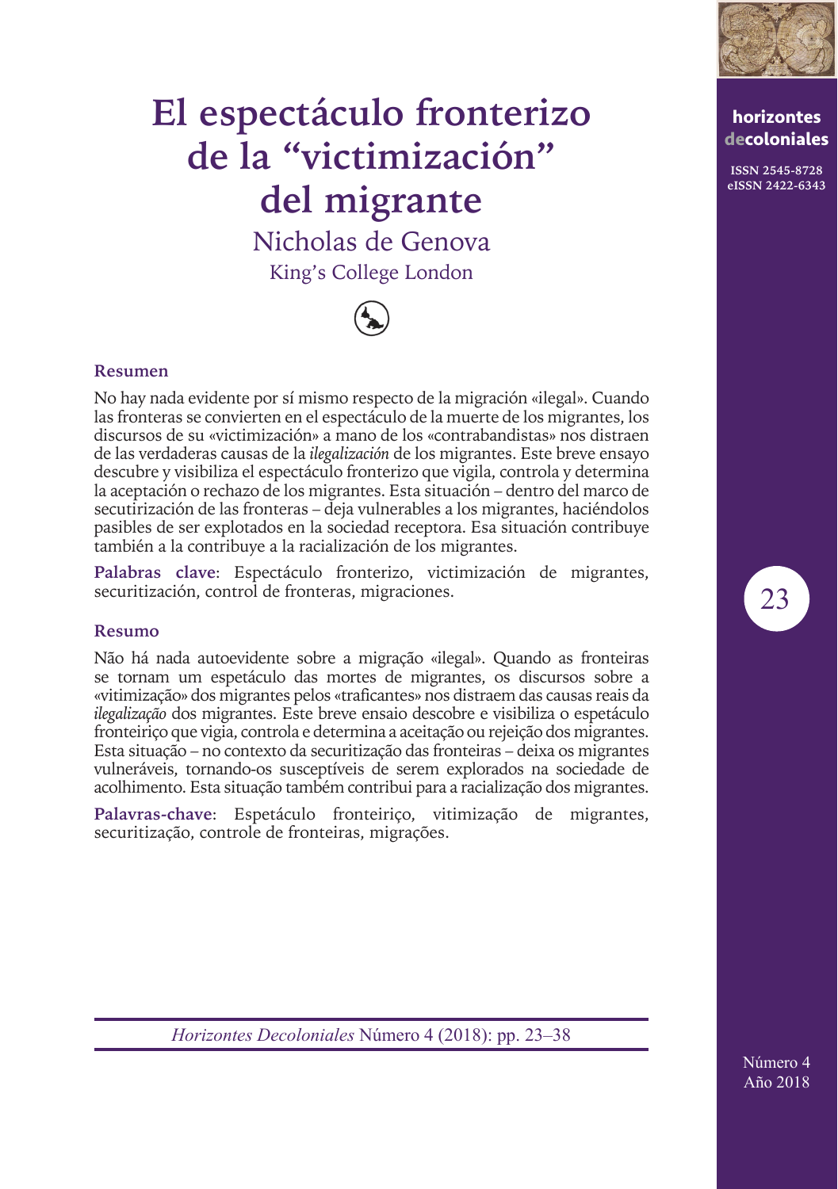# El espectáculo fronterizo de la "victimización" del migrante

Nicholas de Genova

King's College London

### Resumen

No hay nada evidente por sí mismo respecto de la migración «ilegal». Cuando las fronteras se convierten en el espectáculo de la muerte de los migrantes, los discursos de su «victimización» a mano de los «contrabandistas» nos distraen de las verdaderas causas de la *ilegalización* de los migrantes. Este breve ensayo descubre y visibiliza el espectáculo fronterizo que vigila, controla y determina la aceptación o rechazo de los migrantes. Esta situación – dentro del marco de secutirización de las fronteras – deja vulnerables a los migrantes, haciéndolos pasibles de ser explotados en la sociedad receptora. Esa situación contribuye también a la contribuye a la racialización de los migrantes.

**Palabras clave**: Espectáculo fronterizo, victimización de migrantes, securitización, control de fronteras, migraciones.

### Resumo

Não há nada autoevidente sobre a migração «ilegal». Quando as fronteiras se tornam um espetáculo das mortes de migrantes, os discursos sobre a «vitimização» dos migrantes pelos «traficantes» nos distraem das causas reais da *ilegalização* dos migrantes. Este breve ensaio descobre e visibiliza o espetáculo fronteiriço que vigia, controla e determina a aceitação ou rejeição dos migrantes. Esta situação – no contexto da securitização das fronteiras – deixa os migrantes vulneráveis, tornando-os susceptíveis de serem explorados na sociedade de acolhimento. Esta situação também contribui para a racialização dos migrantes.

**Palavras-chave**: Espetáculo fronteiriço, vitimização de migrantes, securitização, controle de fronteiras, migrações.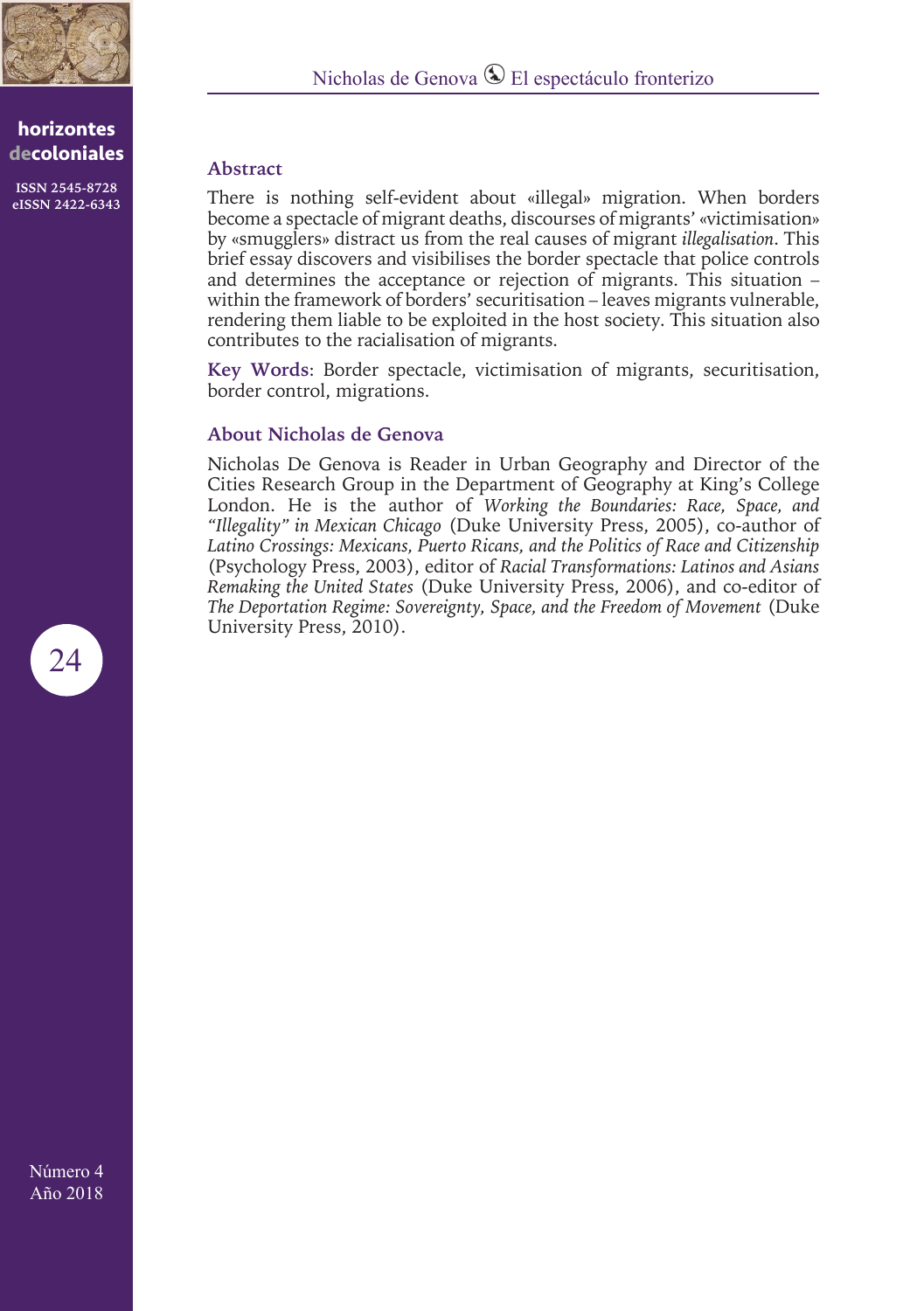## Abstract

There is nothing self-evident about «illegal» migration. When borders become a spectacle of migrant deaths, discourses of migrants' «victimisation» by «smugglers» distract us from the real causes of migrant *illegalisation*. This brief essay discovers and visibilises the border spectacle that police controls and determines the acceptance or rejection of migrants. This situation – within the framework of borders' securitisation – leaves migrants vulnerable, rendering them liable to be exploited in the host society. This situation also contributes to the racialisation of migrants.

**Key Words**: Border spectacle, victimisation of migrants, securitisation, border control, migrations.

## About Nicholas de Genova

Nicholas De Genova is Reader in Urban Geography and Director of the Cities Research Group in the Department of Geography at King's College London. He is the author of *Working the Boundaries: Race, Space, and "Illegality" in Mexican Chicago* (Duke University Press, 2005), co-author of *Latino Crossings: Mexicans, Puerto Ricans, and the Politics of Race and Citizenship* (Psychology Press, 2003), editor of *Racial Transformations: Latinos and Asians Remaking the United States* (Duke University Press, 2006), and co-editor of *The Deportation Regime: Sovereignty, Space, and the Freedom of Movement* (Duke University Press, 2010).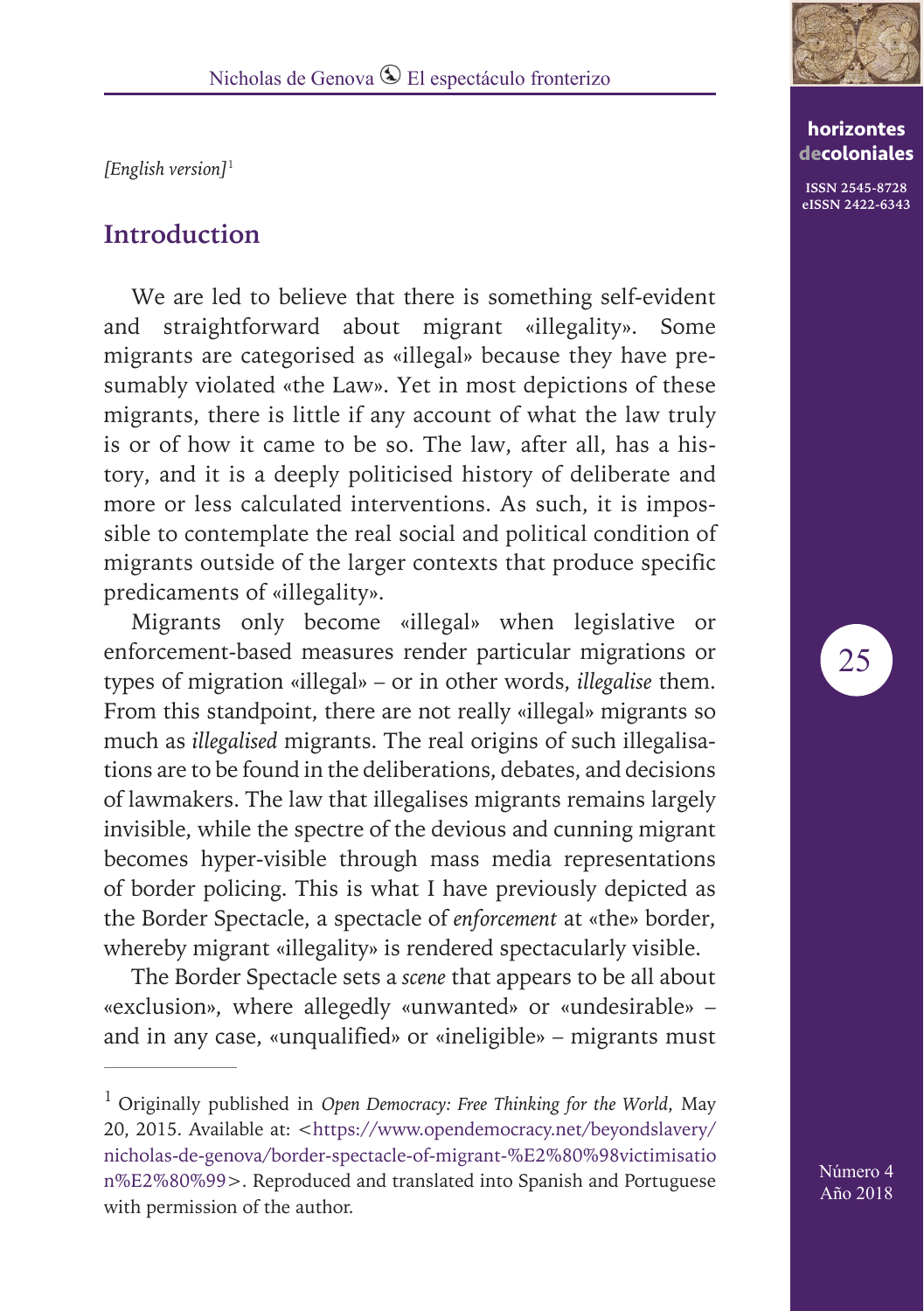*[English version]*[1]

## Introduction

We are led to believe that there is something self-evident and straightforward about migrant «illegality». Some migrants are categorised as «illegal» because they have presumably violated «the Law». Yet in most depictions of these migrants, there is little if any account of what the law truly is or of how it came to be so. The law, after all, has a history, and it is a deeply politicised history of deliberate and more or less calculated interventions. As such, it is impossible to contemplate the real social and political condition of migrants outside of the larger contexts that produce specific predicaments of «illegality».

Migrants only become «illegal» when legislative or enforcement-based measures render particular migrations or types of migration «illegal» – or in other words, *illegalise* them. From this standpoint, there are not really «illegal» migrants so much as *illegalised* migrants. The real origins of such illegalisations are to be found in the deliberations, debates, and decisions of lawmakers. The law that illegalises migrants remains largely invisible, while the spectre of the devious and cunning migrant becomes hyper-visible through mass media representations of border policing. This is what I have previously depicted as the Border Spectacle, a spectacle of *enforcement* at «the» border, whereby migrant «illegality» is rendered spectacularly visible.

The Border Spectacle sets a *scene* that appears to be all about «exclusion», where allegedly «unwanted» or «undesirable» – and in any case, «unqualified» or «ineligible» – migrants must

---

[1] Originally published in *Open Democracy: Free Thinking for the World*, May 20, 2015. Available at: <https://www.opendemocracy.net/beyondslavery/nicholas-de-genova/border-spectacle-of-migrant-%E2%80%98victimisation%E2%80%99>. Reproduced and translated into Spanish and Portuguese with permission of the author.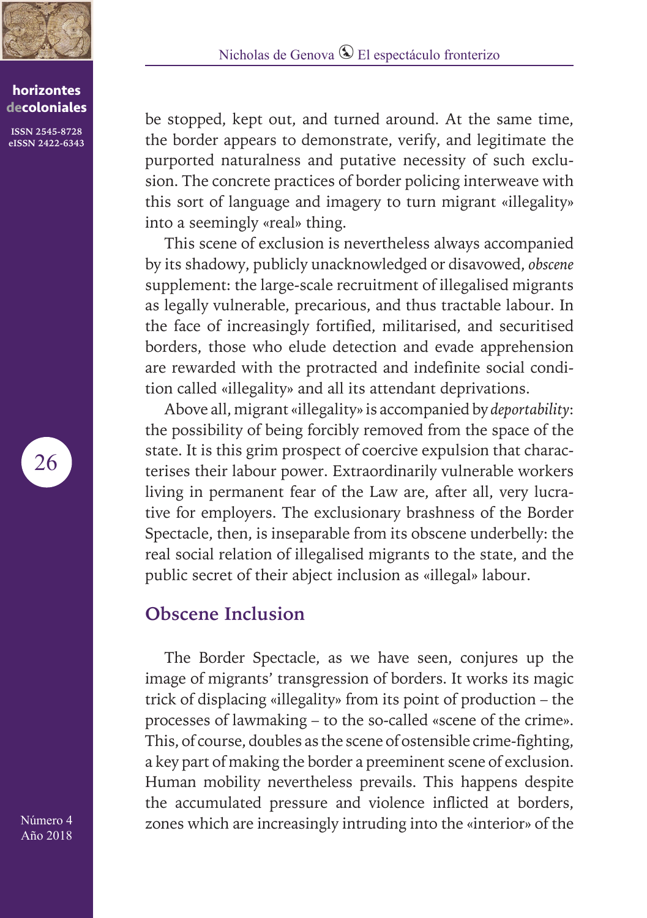be stopped, kept out, and turned around. At the same time, the border appears to demonstrate, verify, and legitimate the purported naturalness and putative necessity of such exclusion. The concrete practices of border policing interweave with this sort of language and imagery to turn migrant «illegality» into a seemingly «real» thing.

This scene of exclusion is nevertheless always accompanied by its shadowy, publicly unacknowledged or disavowed, *obscene* supplement: the large-scale recruitment of illegalised migrants as legally vulnerable, precarious, and thus tractable labour. In the face of increasingly fortified, militarised, and securitised borders, those who elude detection and evade apprehension are rewarded with the protracted and indefinite social condition called «illegality» and all its attendant deprivations.

Above all, migrant «illegality» is accompanied by *deportability*: the possibility of being forcibly removed from the space of the state. It is this grim prospect of coercive expulsion that characterises their labour power. Extraordinarily vulnerable workers living in permanent fear of the Law are, after all, very lucrative for employers. The exclusionary brashness of the Border Spectacle, then, is inseparable from its obscene underbelly: the real social relation of illegalised migrants to the state, and the public secret of their abject inclusion as «illegal» labour.

## Obscene Inclusion

The Border Spectacle, as we have seen, conjures up the image of migrants' transgression of borders. It works its magic trick of displacing «illegality» from its point of production – the processes of lawmaking – to the so-called «scene of the crime». This, of course, doubles as the scene of ostensible crime-fighting, a key part of making the border a preeminent scene of exclusion. Human mobility nevertheless prevails. This happens despite the accumulated pressure and violence inflicted at borders, zones which are increasingly intruding into the «interior» of the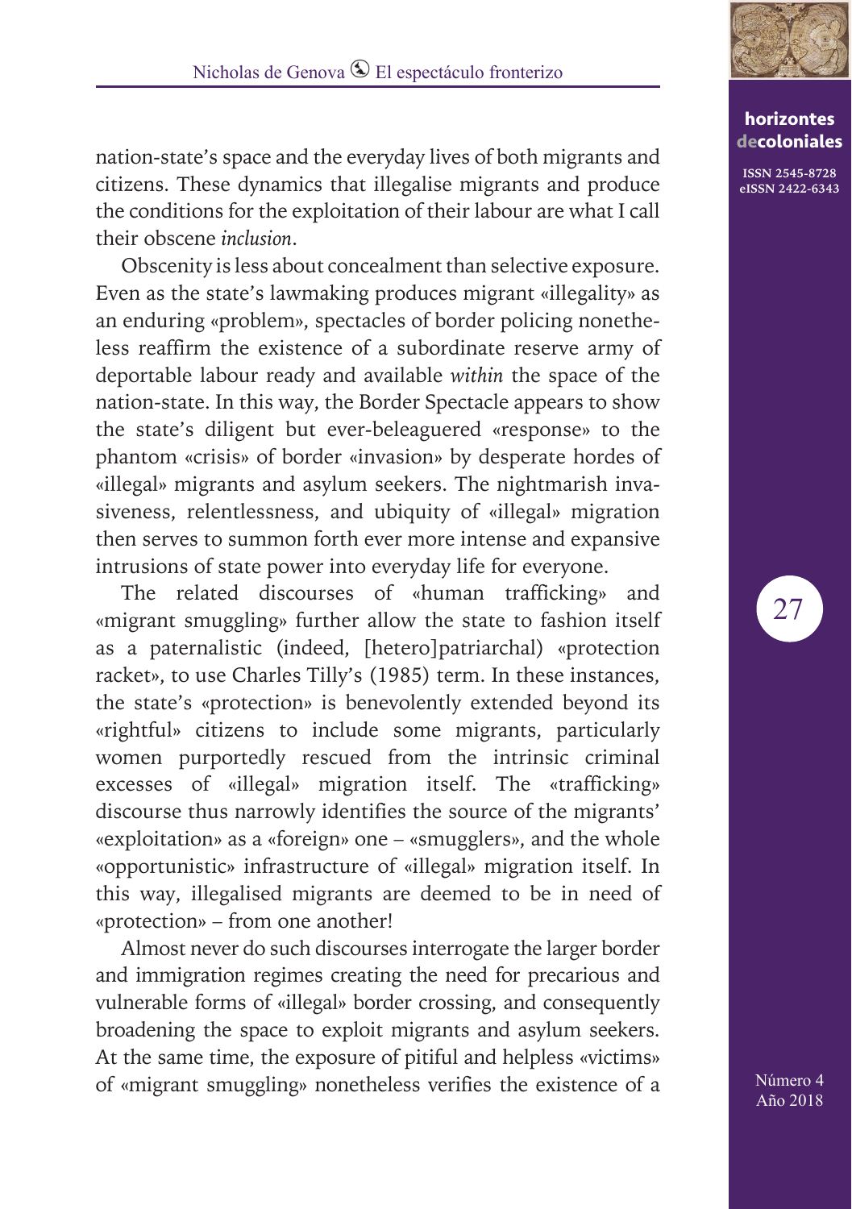nation-state's space and the everyday lives of both migrants and citizens. These dynamics that illegalise migrants and produce the conditions for the exploitation of their labour are what I call their obscene *inclusion*.

Obscenity is less about concealment than selective exposure. Even as the state's lawmaking produces migrant «illegality» as an enduring «problem», spectacles of border policing nonetheless reaffirm the existence of a subordinate reserve army of deportable labour ready and available *within* the space of the nation-state. In this way, the Border Spectacle appears to show the state's diligent but ever-beleaguered «response» to the phantom «crisis» of border «invasion» by desperate hordes of «illegal» migrants and asylum seekers. The nightmarish invasiveness, relentlessness, and ubiquity of «illegal» migration then serves to summon forth ever more intense and expansive intrusions of state power into everyday life for everyone.

The related discourses of «human trafficking» and «migrant smuggling» further allow the state to fashion itself as a paternalistic (indeed, [hetero]patriarchal) «protection racket», to use Charles Tilly's (1985) term. In these instances, the state's «protection» is benevolently extended beyond its «rightful» citizens to include some migrants, particularly women purportedly rescued from the intrinsic criminal excesses of «illegal» migration itself. The «trafficking» discourse thus narrowly identifies the source of the migrants' «exploitation» as a «foreign» one – «smugglers», and the whole «opportunistic» infrastructure of «illegal» migration itself. In this way, illegalised migrants are deemed to be in need of «protection» – from one another!

Almost never do such discourses interrogate the larger border and immigration regimes creating the need for precarious and vulnerable forms of «illegal» border crossing, and consequently broadening the space to exploit migrants and asylum seekers. At the same time, the exposure of pitiful and helpless «victims» of «migrant smuggling» nonetheless verifies the existence of a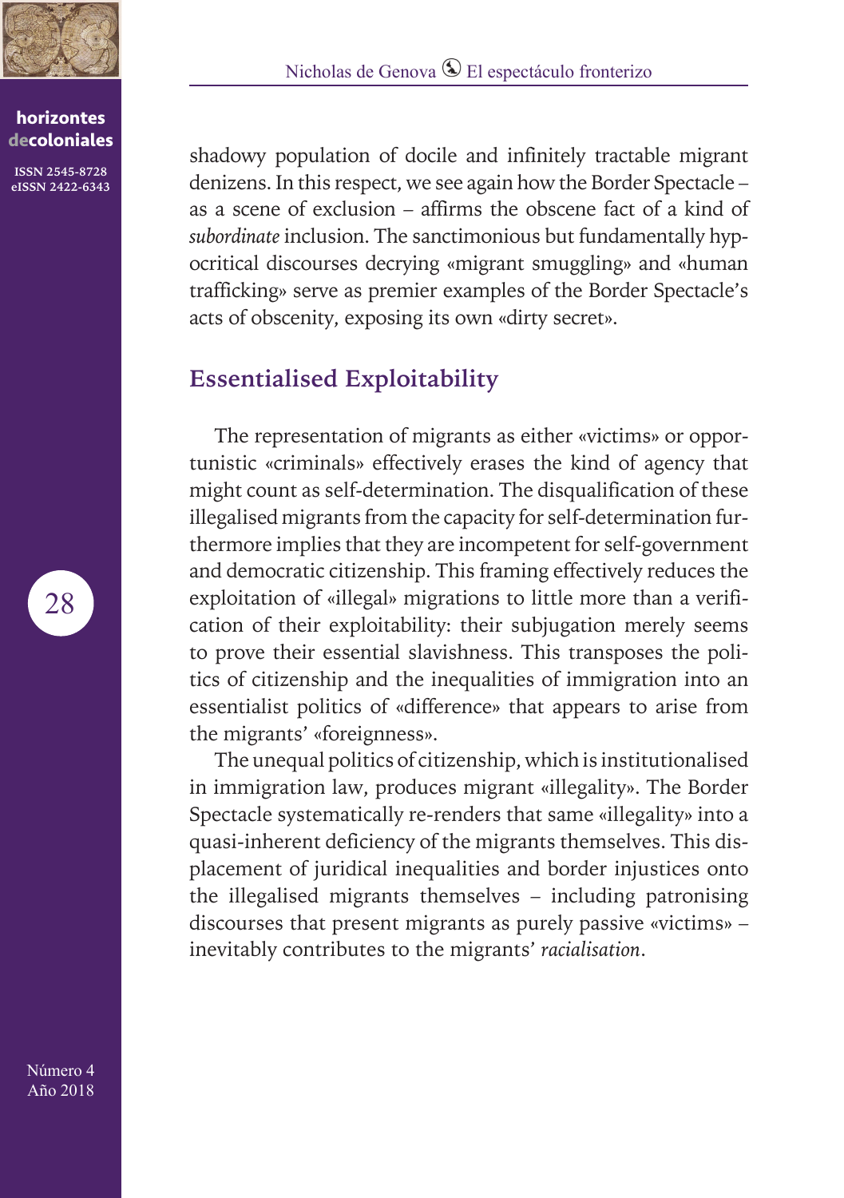shadowy population of docile and infinitely tractable migrant denizens. In this respect, we see again how the Border Spectacle – as a scene of exclusion – affirms the obscene fact of a kind of *subordinate* inclusion. The sanctimonious but fundamentally hypocritical discourses decrying «migrant smuggling» and «human trafficking» serve as premier examples of the Border Spectacle's acts of obscenity, exposing its own «dirty secret».

## Essentialised Exploitability

The representation of migrants as either «victims» or opportunistic «criminals» effectively erases the kind of agency that might count as self-determination. The disqualification of these illegalised migrants from the capacity for self-determination furthermore implies that they are incompetent for self-government and democratic citizenship. This framing effectively reduces the exploitation of «illegal» migrations to little more than a verification of their exploitability: their subjugation merely seems to prove their essential slavishness. This transposes the politics of citizenship and the inequalities of immigration into an essentialist politics of «difference» that appears to arise from the migrants' «foreignness».

The unequal politics of citizenship, which is institutionalised in immigration law, produces migrant «illegality». The Border Spectacle systematically re-renders that same «illegality» into a quasi-inherent deficiency of the migrants themselves. This displacement of juridical inequalities and border injustices onto the illegalised migrants themselves – including patronising discourses that present migrants as purely passive «victims» – inevitably contributes to the migrants' *racialisation*.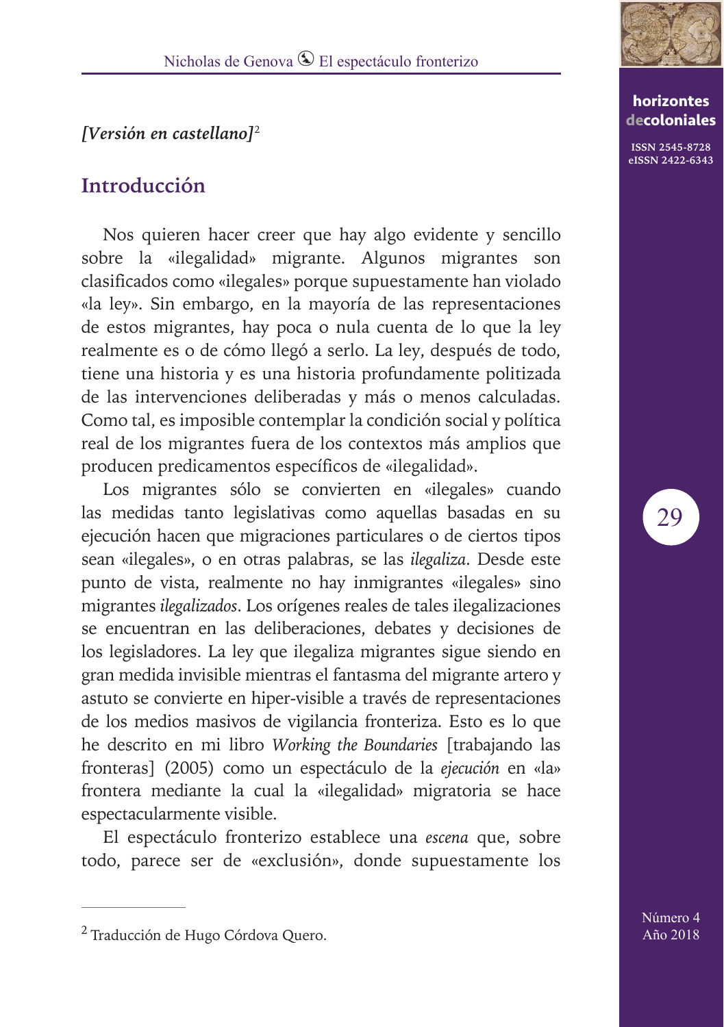*[Versión en castellano]*[2]

## Introducción

Nos quieren hacer creer que hay algo evidente y sencillo sobre la «ilegalidad» migrante. Algunos migrantes son clasificados como «ilegales» porque supuestamente han violado «la ley». Sin embargo, en la mayoría de las representaciones de estos migrantes, hay poca o nula cuenta de lo que la ley realmente es o de cómo llegó a serlo. La ley, después de todo, tiene una historia y es una historia profundamente politizada de las intervenciones deliberadas y más o menos calculadas. Como tal, es imposible contemplar la condición social y política real de los migrantes fuera de los contextos más amplios que producen predicamentos específicos de «ilegalidad».

Los migrantes sólo se convierten en «ilegales» cuando las medidas tanto legislativas como aquellas basadas en su ejecución hacen que migraciones particulares o de ciertos tipos sean «ilegales», o en otras palabras, se las *ilegaliza*. Desde este punto de vista, realmente no hay inmigrantes «ilegales» sino migrantes *ilegalizados*. Los orígenes reales de tales ilegalizaciones se encuentran en las deliberaciones, debates y decisiones de los legisladores. La ley que ilegaliza migrantes sigue siendo en gran medida invisible mientras el fantasma del migrante artero y astuto se convierte en hiper-visible a través de representaciones de los medios masivos de vigilancia fronteriza. Esto es lo que he descrito en mi libro *Working the Boundaries* [trabajando las fronteras] (2005) como un espectáculo de la *ejecución* en «la» frontera mediante la cual la «ilegalidad» migratoria se hace espectacularmente visible.

El espectáculo fronterizo establece una *escena* que, sobre todo, parece ser de «exclusión», donde supuestamente los

---

[2] Traducción de Hugo Córdova Quero.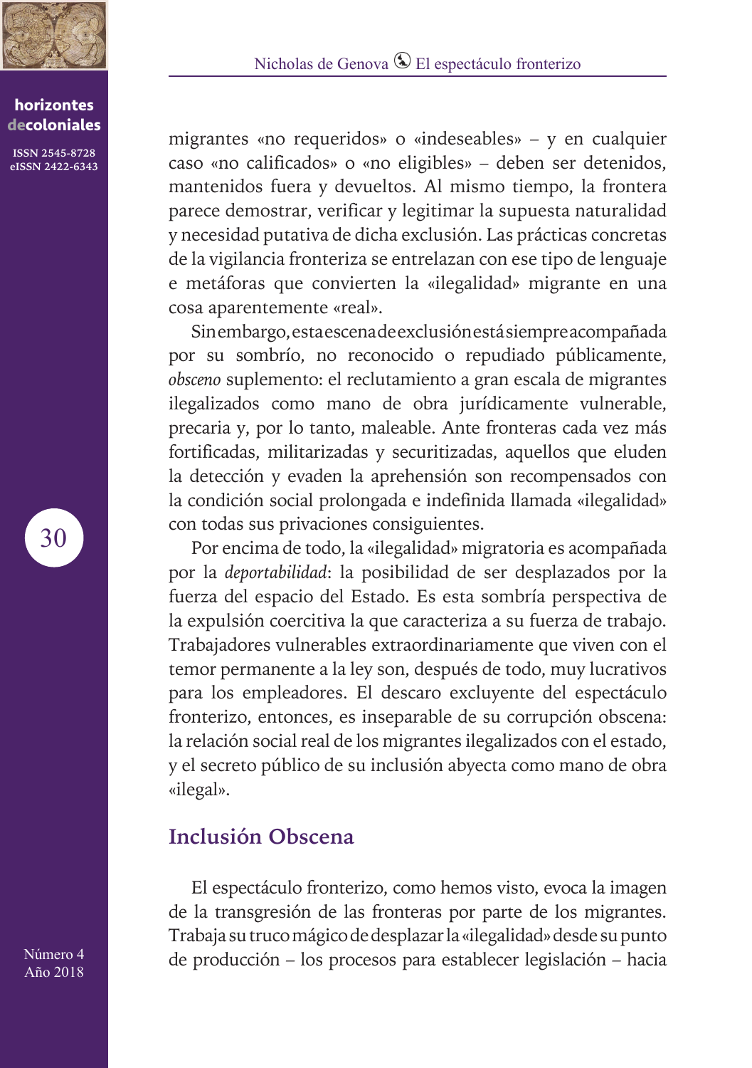migrantes «no requeridos» o «indeseables» – y en cualquier caso «no calificados» o «no eligibles» – deben ser detenidos, mantenidos fuera y devueltos. Al mismo tiempo, la frontera parece demostrar, verificar y legitimar la supuesta naturalidad y necesidad putativa de dicha exclusión. Las prácticas concretas de la vigilancia fronteriza se entrelazan con ese tipo de lenguaje e metáforas que convierten la «ilegalidad» migrante en una cosa aparentemente «real».

Sin embargo, esta escena de exclusión está siempre acompañada por su sombrío, no reconocido o repudiado públicamente, *obsceno* suplemento: el reclutamiento a gran escala de migrantes ilegalizados como mano de obra jurídicamente vulnerable, precaria y, por lo tanto, maleable. Ante fronteras cada vez más fortificadas, militarizadas y securitizadas, aquellos que eluden la detección y evaden la aprehensión son recompensados con la condición social prolongada e indefinida llamada «ilegalidad» con todas sus privaciones consiguientes.

Por encima de todo, la «ilegalidad» migratoria es acompañada por la *deportabilidad*: la posibilidad de ser desplazados por la fuerza del espacio del Estado. Es esta sombría perspectiva de la expulsión coercitiva la que caracteriza a su fuerza de trabajo. Trabajadores vulnerables extraordinariamente que viven con el temor permanente a la ley son, después de todo, muy lucrativos para los empleadores. El descaro excluyente del espectáculo fronterizo, entonces, es inseparable de su corrupción obscena: la relación social real de los migrantes ilegalizados con el estado, y el secreto público de su inclusión abyecta como mano de obra «ilegal».

## Inclusión Obscena

El espectáculo fronterizo, como hemos visto, evoca la imagen de la transgresión de las fronteras por parte de los migrantes. Trabaja su truco mágico de desplazar la «ilegalidad» desde su punto de producción – los procesos para establecer legislación – hacia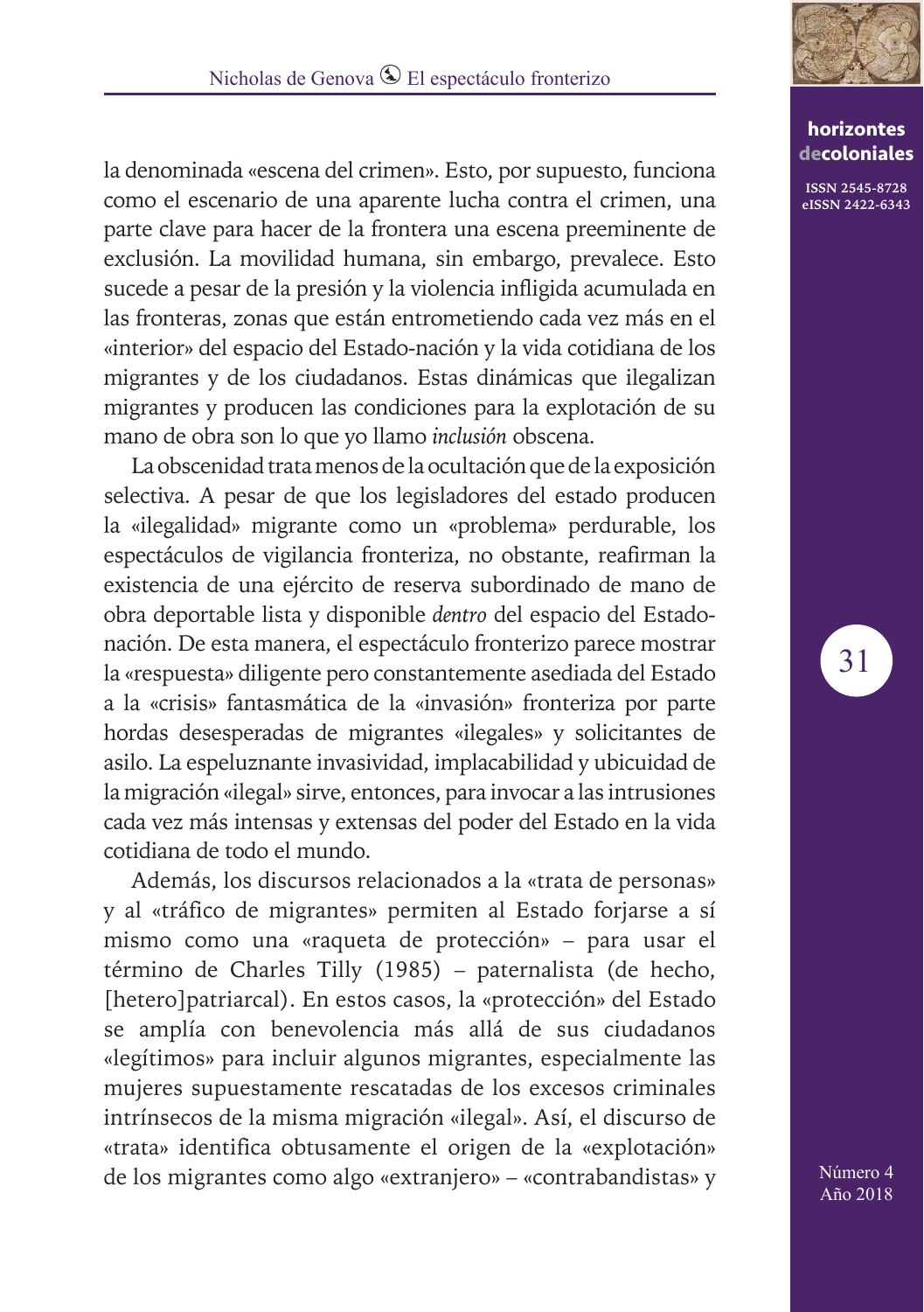la denominada «escena del crimen». Esto, por supuesto, funciona como el escenario de una aparente lucha contra el crimen, una parte clave para hacer de la frontera una escena preeminente de exclusión. La movilidad humana, sin embargo, prevalece. Esto sucede a pesar de la presión y la violencia infligida acumulada en las fronteras, zonas que están entrometiendo cada vez más en el «interior» del espacio del Estado-nación y la vida cotidiana de los migrantes y de los ciudadanos. Estas dinámicas que ilegalizan migrantes y producen las condiciones para la explotación de su mano de obra son lo que yo llamo *inclusión* obscena.

La obscenidad trata menos de la ocultación que de la exposición selectiva. A pesar de que los legisladores del estado producen la «ilegalidad» migrante como un «problema» perdurable, los espectáculos de vigilancia fronteriza, no obstante, reafirman la existencia de una ejército de reserva subordinado de mano de obra deportable lista y disponible *dentro* del espacio del Estado-nación. De esta manera, el espectáculo fronterizo parece mostrar la «respuesta» diligente pero constantemente asediada del Estado a la «crisis» fantasmática de la «invasión» fronteriza por parte hordas desesperadas de migrantes «ilegales» y solicitantes de asilo. La espeluznante invasividad, implacabilidad y ubicuidad de la migración «ilegal» sirve, entonces, para invocar a las intrusiones cada vez más intensas y extensas del poder del Estado en la vida cotidiana de todo el mundo.

Además, los discursos relacionados a la «trata de personas» y al «tráfico de migrantes» permiten al Estado forjarse a sí mismo como una «raqueta de protección» – para usar el término de Charles Tilly (1985) – paternalista (de hecho, [hetero]patriarcal). En estos casos, la «protección» del Estado se amplía con benevolencia más allá de sus ciudadanos «legítimos» para incluir algunos migrantes, especialmente las mujeres supuestamente rescatadas de los excesos criminales intrínsecos de la misma migración «ilegal». Así, el discurso de «trata» identifica obtusamente el origen de la «explotación» de los migrantes como algo «extranjero» – «contrabandistas» y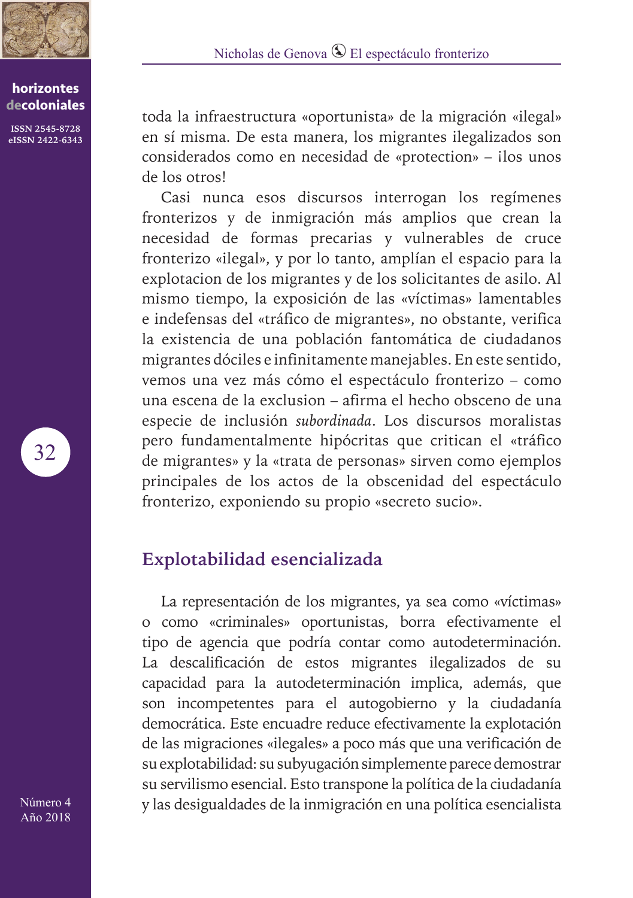toda la infraestructura «oportunista» de la migración «ilegal» en sí misma. De esta manera, los migrantes ilegalizados son considerados como en necesidad de «protection» – ¡los unos de los otros!

Casi nunca esos discursos interrogan los regímenes fronterizos y de inmigración más amplios que crean la necesidad de formas precarias y vulnerables de cruce fronterizo «ilegal», y por lo tanto, amplían el espacio para la explotacion de los migrantes y de los solicitantes de asilo. Al mismo tiempo, la exposición de las «víctimas» lamentables e indefensas del «tráfico de migrantes», no obstante, verifica la existencia de una población fantomática de ciudadanos migrantes dóciles e infinitamente manejables. En este sentido, vemos una vez más cómo el espectáculo fronterizo – como una escena de la exclusion – afirma el hecho obsceno de una especie de inclusión *subordinada*. Los discursos moralistas pero fundamentalmente hipócritas que critican el «tráfico de migrantes» y la «trata de personas» sirven como ejemplos principales de los actos de la obscenidad del espectáculo fronterizo, exponiendo su propio «secreto sucio».

## Explotabilidad esencializada

La representación de los migrantes, ya sea como «víctimas» o como «criminales» oportunistas, borra efectivamente el tipo de agencia que podría contar como autodeterminación. La descalificación de estos migrantes ilegalizados de su capacidad para la autodeterminación implica, además, que son incompetentes para el autogobierno y la ciudadanía democrática. Este encuadre reduce efectivamente la explotación de las migraciones «ilegales» a poco más que una verificación de su explotabilidad: su subyugación simplemente parece demostrar su servilismo esencial. Esto transpone la política de la ciudadanía y las desigualdades de la inmigración en una política esencialista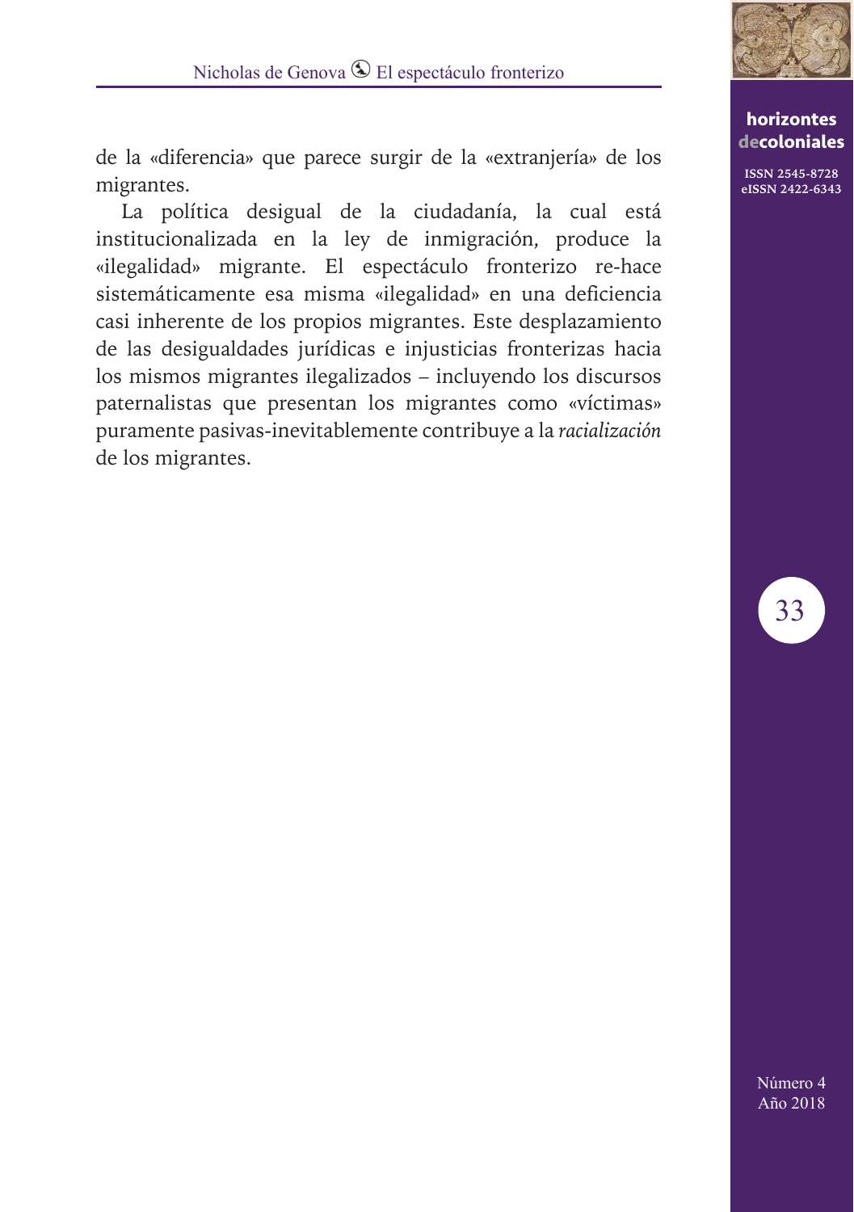de la «diferencia» que parece surgir de la «extranjería» de los migrantes.

La política desigual de la ciudadanía, la cual está institucionalizada en la ley de inmigración, produce la «ilegalidad» migrante. El espectáculo fronterizo re-hace sistemáticamente esa misma «ilegalidad» en una deficiencia casi inherente de los propios migrantes. Este desplazamiento de las desigualdades jurídicas e injusticias fronterizas hacia los mismos migrantes ilegalizados – incluyendo los discursos paternalistas que presentan los migrantes como «víctimas» puramente pasivas-inevitablemente contribuye a la *racialización* de los migrantes.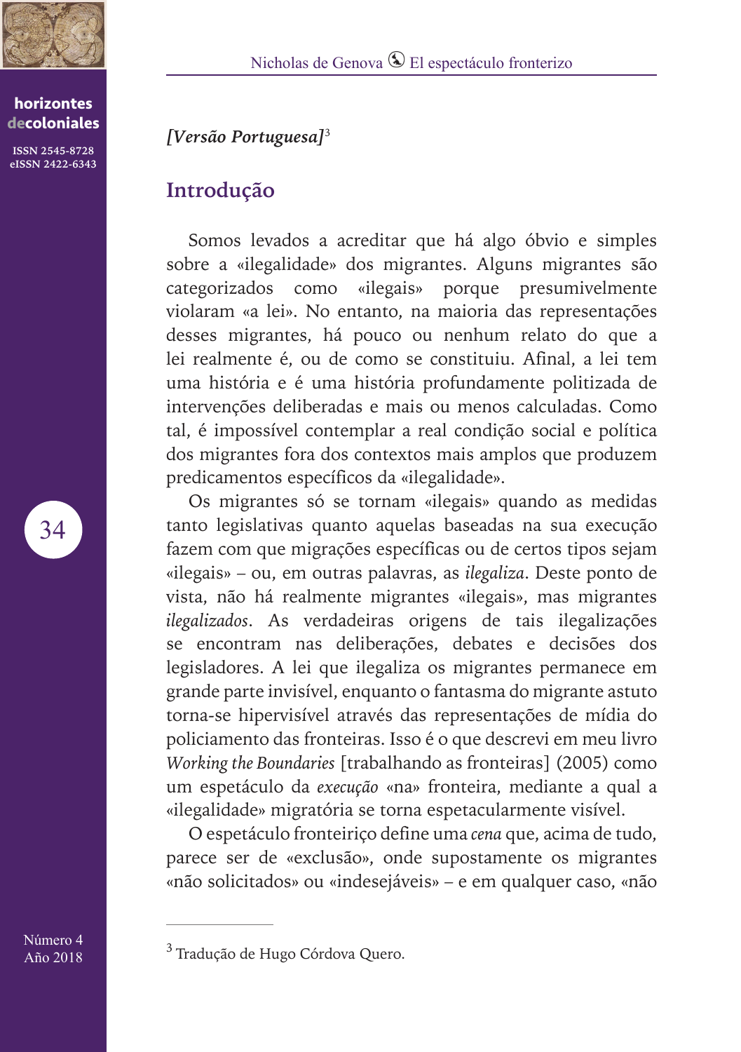*[Versão Portuguesa]*[3]

## Introdução

Somos levados a acreditar que há algo óbvio e simples sobre a «ilegalidade» dos migrantes. Alguns migrantes são categorizados como «ilegais» porque presumivelmente violaram «a lei». No entanto, na maioria das representações desses migrantes, há pouco ou nenhum relato do que a lei realmente é, ou de como se constituiu. Afinal, a lei tem uma história e é uma história profundamente politizada de intervenções deliberadas e mais ou menos calculadas. Como tal, é impossível contemplar a real condição social e política dos migrantes fora dos contextos mais amplos que produzem predicamentos específicos da «ilegalidade».

Os migrantes só se tornam «ilegais» quando as medidas tanto legislativas quanto aquelas baseadas na sua execução fazem com que migrações específicas ou de certos tipos sejam «ilegais» – ou, em outras palavras, as *ilegaliza*. Deste ponto de vista, não há realmente migrantes «ilegais», mas migrantes *ilegalizados*. As verdadeiras origens de tais ilegalizações se encontram nas deliberações, debates e decisões dos legisladores. A lei que ilegaliza os migrantes permanece em grande parte invisível, enquanto o fantasma do migrante astuto torna-se hipervisível através das representações de mídia do policiamento das fronteiras. Isso é o que descrevi em meu livro *Working the Boundaries* [trabalhando as fronteiras] (2005) como um espetáculo da *execução* «na» fronteira, mediante a qual a «ilegalidade» migratória se torna espetacularmente visível.

O espetáculo fronteiriço define uma *cena* que, acima de tudo, parece ser de «exclusão», onde supostamente os migrantes «não solicitados» ou «indesejáveis» – e em qualquer caso, «não

---

[3] Tradução de Hugo Córdova Quero.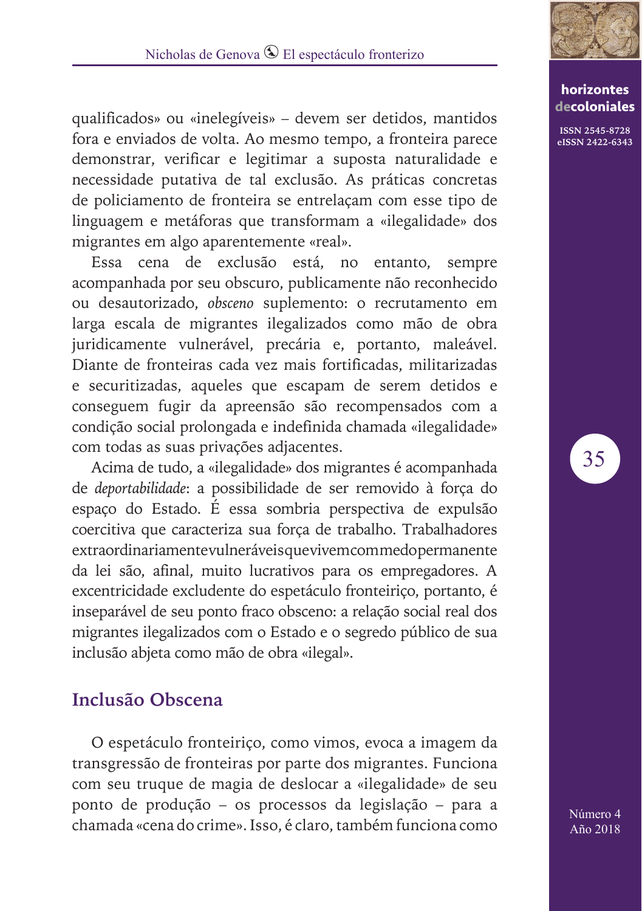qualificados» ou «inelegíveis» – devem ser detidos, mantidos fora e enviados de volta. Ao mesmo tempo, a fronteira parece demonstrar, verificar e legitimar a suposta naturalidade e necessidade putativa de tal exclusão. As práticas concretas de policiamento de fronteira se entrelaçam com esse tipo de linguagem e metáforas que transformam a «ilegalidade» dos migrantes em algo aparentemente «real».

Essa cena de exclusão está, no entanto, sempre acompanhada por seu obscuro, publicamente não reconhecido ou desautorizado, *obsceno* suplemento: o recrutamento em larga escala de migrantes ilegalizados como mão de obra juridicamente vulnerável, precária e, portanto, maleável. Diante de fronteiras cada vez mais fortificadas, militarizadas e securitizadas, aqueles que escapam de serem detidos e conseguem fugir da apreensão são recompensados com a condição social prolongada e indefinida chamada «ilegalidade» com todas as suas privações adjacentes.

Acima de tudo, a «ilegalidade» dos migrantes é acompanhada de *deportabilidade*: a possibilidade de ser removido à força do espaço do Estado. É essa sombria perspectiva de expulsão coercitiva que caracteriza sua força de trabalho. Trabalhadores extraordinariamentevulneráveisquevivemcommedopermanente da lei são, afinal, muito lucrativos para os empregadores. A excentricidade excludente do espetáculo fronteiriço, portanto, é inseparável de seu ponto fraco obsceno: a relação social real dos migrantes ilegalizados com o Estado e o segredo público de sua inclusão abjeta como mão de obra «ilegal».

## Inclusão Obscena

O espetáculo fronteiriço, como vimos, evoca a imagem da transgressão de fronteiras por parte dos migrantes. Funciona com seu truque de magia de deslocar a «ilegalidade» de seu ponto de produção – os processos da legislação – para a chamada «cena do crime». Isso, é claro, também funciona como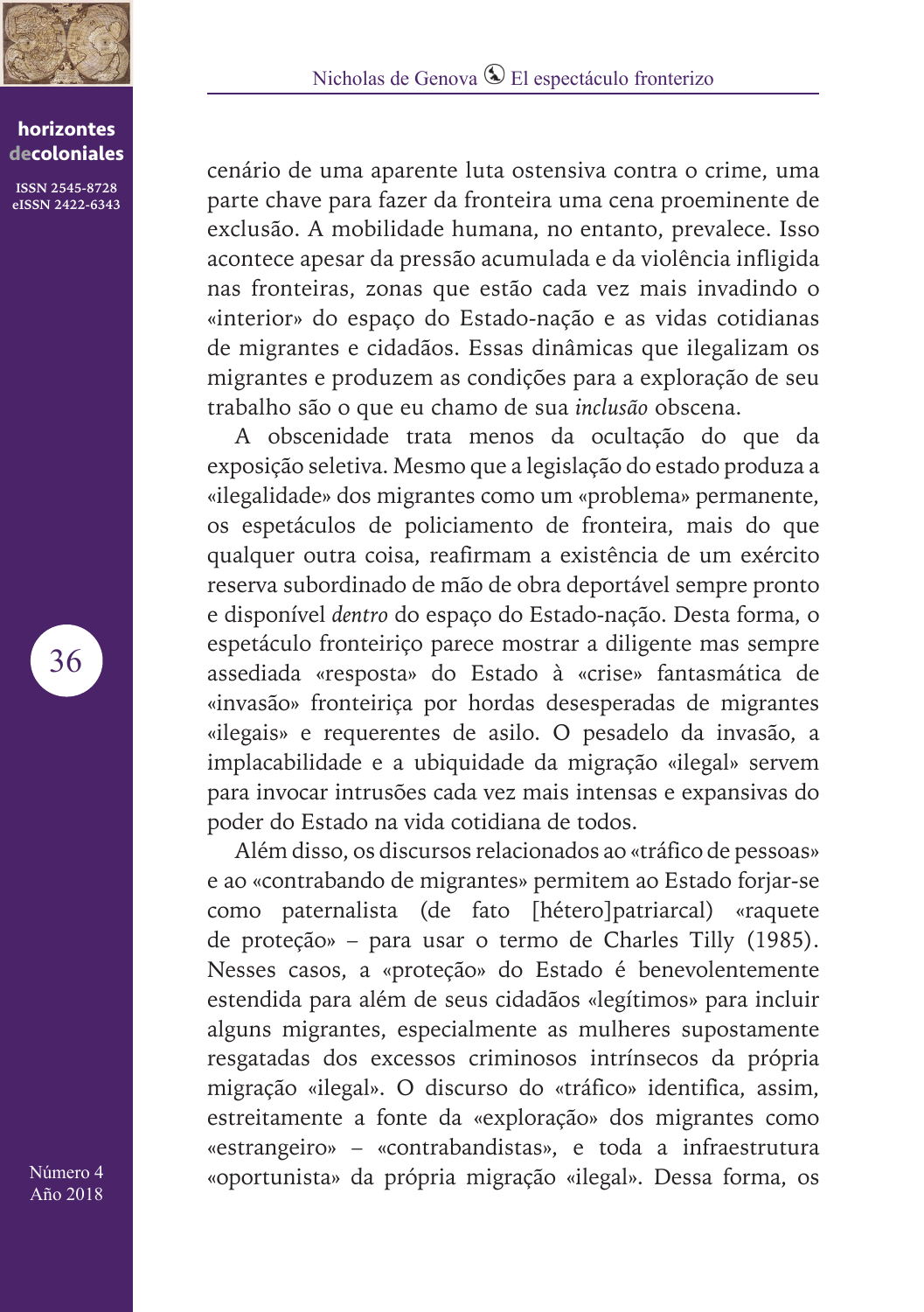cenário de uma aparente luta ostensiva contra o crime, uma parte chave para fazer da fronteira uma cena proeminente de exclusão. A mobilidade humana, no entanto, prevalece. Isso acontece apesar da pressão acumulada e da violência infligida nas fronteiras, zonas que estão cada vez mais invadindo o «interior» do espaço do Estado-nação e as vidas cotidianas de migrantes e cidadãos. Essas dinâmicas que ilegalizam os migrantes e produzem as condições para a exploração de seu trabalho são o que eu chamo de sua *inclusão* obscena.

A obscenidade trata menos da ocultação do que da exposição seletiva. Mesmo que a legislação do estado produza a «ilegalidade» dos migrantes como um «problema» permanente, os espetáculos de policiamento de fronteira, mais do que qualquer outra coisa, reafirmam a existência de um exército reserva subordinado de mão de obra deportável sempre pronto e disponível *dentro* do espaço do Estado-nação. Desta forma, o espetáculo fronteiriço parece mostrar a diligente mas sempre assediada «resposta» do Estado à «crise» fantasmática de «invasão» fronteiriça por hordas desesperadas de migrantes «ilegais» e requerentes de asilo. O pesadelo da invasão, a implacabilidade e a ubiquidade da migração «ilegal» servem para invocar intrusões cada vez mais intensas e expansivas do poder do Estado na vida cotidiana de todos.

Além disso, os discursos relacionados ao «tráfico de pessoas» e ao «contrabando de migrantes» permitem ao Estado forjar-se como paternalista (de fato [hétero]patriarcal) «raquete de proteção» – para usar o termo de Charles Tilly (1985). Nesses casos, a «proteção» do Estado é benevolentemente estendida para além de seus cidadãos «legítimos» para incluir alguns migrantes, especialmente as mulheres supostamente resgatadas dos excessos criminosos intrínsecos da própria migração «ilegal». O discurso do «tráfico» identifica, assim, estreitamente a fonte da «exploração» dos migrantes como «estrangeiro» – «contrabandistas», e toda a infraestrutura «oportunista» da própria migração «ilegal». Dessa forma, os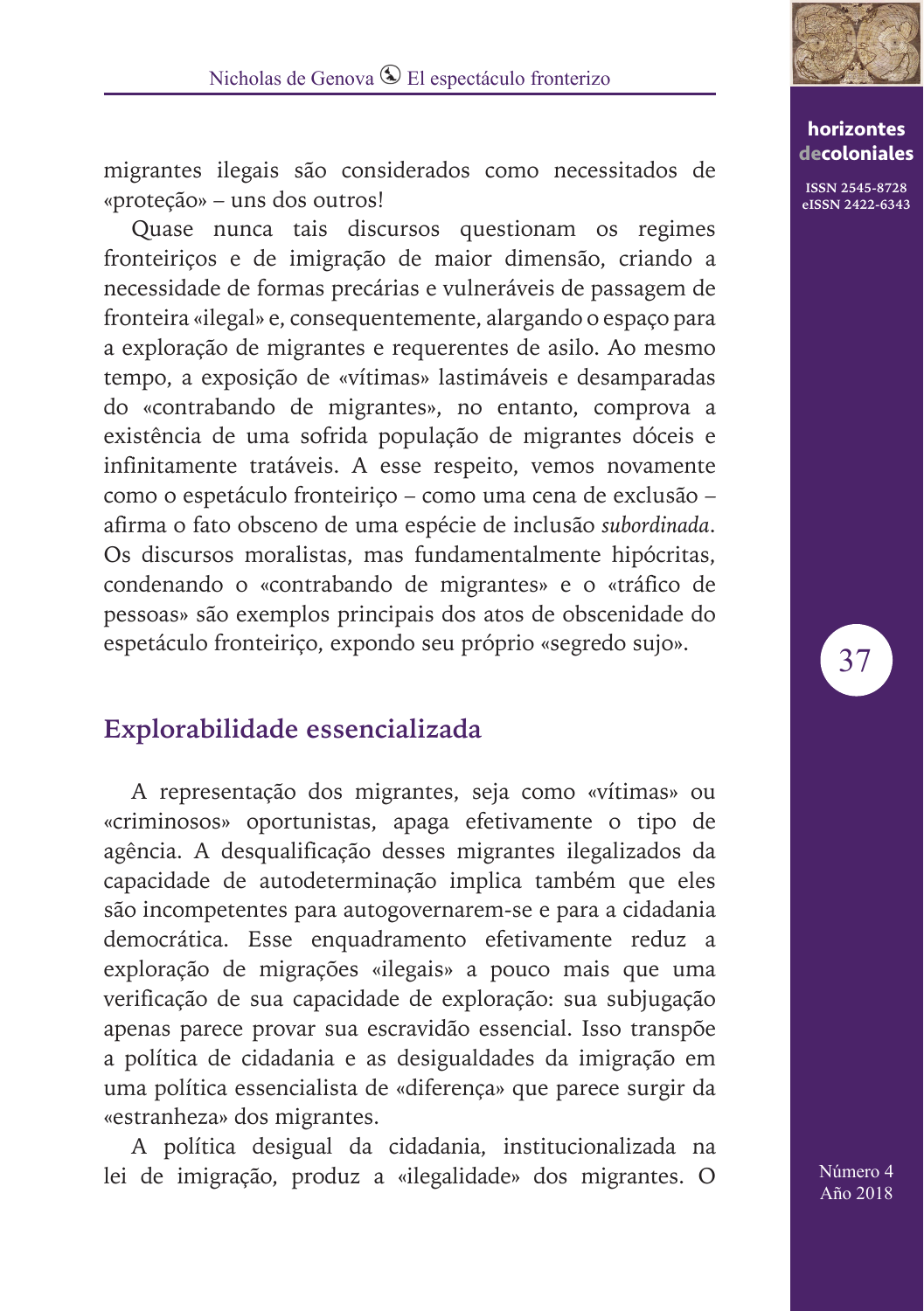migrantes ilegais são considerados como necessitados de «proteção» – uns dos outros!

Quase nunca tais discursos questionam os regimes fronteiriços e de imigração de maior dimensão, criando a necessidade de formas precárias e vulneráveis de passagem de fronteira «ilegal» e, consequentemente, alargando o espaço para a exploração de migrantes e requerentes de asilo. Ao mesmo tempo, a exposição de «vítimas» lastimáveis e desamparadas do «contrabando de migrantes», no entanto, comprova a existência de uma sofrida população de migrantes dóceis e infinitamente tratáveis. A esse respeito, vemos novamente como o espetáculo fronteiriço – como uma cena de exclusão – afirma o fato obsceno de uma espécie de inclusão *subordinada*. Os discursos moralistas, mas fundamentalmente hipócritas, condenando o «contrabando de migrantes» e o «tráfico de pessoas» são exemplos principais dos atos de obscenidade do espetáculo fronteiriço, expondo seu próprio «segredo sujo».

## Explorabilidade essencializada

A representação dos migrantes, seja como «vítimas» ou «criminosos» oportunistas, apaga efetivamente o tipo de agência. A desqualificação desses migrantes ilegalizados da capacidade de autodeterminação implica também que eles são incompetentes para autogovernarem-se e para a cidadania democrática. Esse enquadramento efetivamente reduz a exploração de migrações «ilegais» a pouco mais que uma verificação de sua capacidade de exploração: sua subjugação apenas parece provar sua escravidão essencial. Isso transpõe a política de cidadania e as desigualdades da imigração em uma política essencialista de «diferença» que parece surgir da «estranheza» dos migrantes.

A política desigual da cidadania, institucionalizada na lei de imigração, produz a «ilegalidade» dos migrantes. O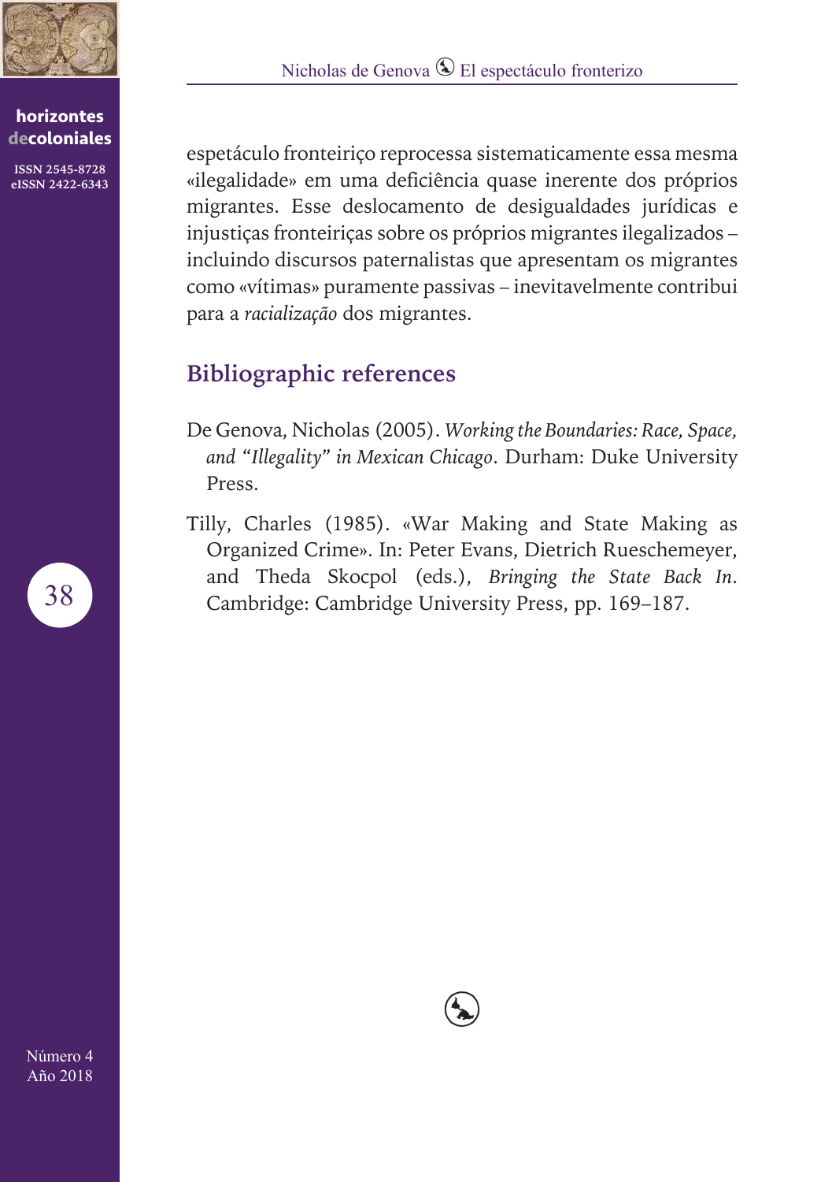espetáculo fronteiriço reprocessa sistematicamente essa mesma «ilegalidade» em uma deficiência quase inerente dos próprios migrantes. Esse deslocamento de desigualdades jurídicas e injustiças fronteiriças sobre os próprios migrantes ilegalizados – incluindo discursos paternalistas que apresentam os migrantes como «vítimas» puramente passivas – inevitavelmente contribui para a *racialização* dos migrantes.

## Bibliographic references

De Genova, Nicholas (2005). *Working the Boundaries: Race, Space, and "Illegality" in Mexican Chicago*. Durham: Duke University Press.

Tilly, Charles (1985). «War Making and State Making as Organized Crime». In: Peter Evans, Dietrich Rueschemeyer, and Theda Skocpol (eds.), *Bringing the State Back In*. Cambridge: Cambridge University Press, pp. 169–187.